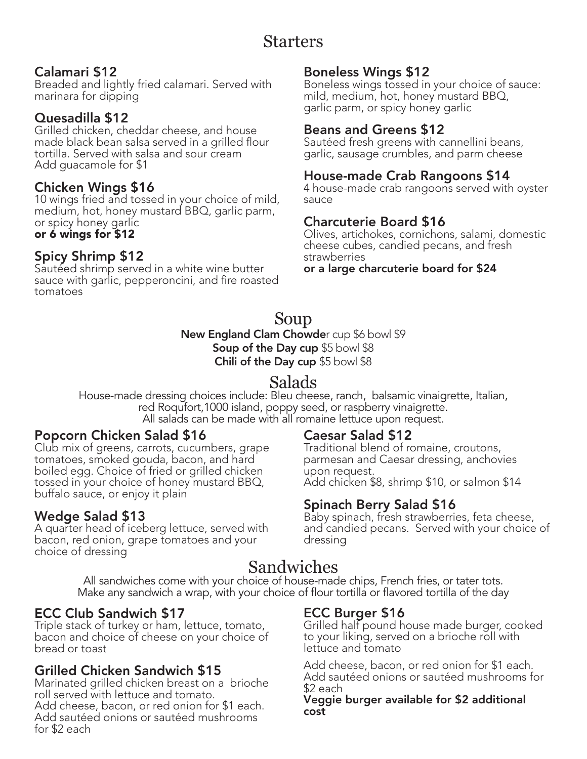# Starters

### Calamari $12
Breaded and lightly fried calamari. Served with marinara for dipping

### Quesadilla $12
Grilled chicken, cheddar cheese, and house made black bean salsa served in a grilled flour tortilla. Served with salsa and sour cream
Add guacamole for $1

### Chicken Wings $16
10 wings fried and tossed in your choice of mild, medium, hot, honey mustard BBQ, garlic parm, or spicy honey garlic
**or 6 wings for $12**

### Spicy Shrimp $12
Sautéed shrimp served in a white wine butter sauce with garlic, pepperoncini, and fire roasted tomatoes

### Boneless Wings $12
Boneless wings tossed in your choice of sauce: mild, medium, hot, honey mustard BBQ, garlic parm, or spicy honey garlic

### Beans and Greens $12
Sautéed fresh greens with cannellini beans, garlic, sausage crumbles, and parm cheese

### House-made Crab Rangoons $14
4 house-made crab rangoons served with oyster sauce

### Charcuterie Board $16
Olives, artichokes, cornichons, salami, domestic cheese cubes, candied pecans, and fresh strawberries
**or a large charcuterie board for $24**

# Soup

**New England Clam Chowde**r cup $6 bowl $9
**Soup of the Day cup** $5 bowl $8
**Chili of the Day cup** $5 bowl $8

# Salads

House-made dressing choices include: Bleu cheese, ranch, balsamic vinaigrette, Italian, red Roqufort,1000 island, poppy seed, or raspberry vinaigrette.
All salads can be made with all romaine lettuce upon request.

### Popcorn Chicken Salad $16
Club mix of greens, carrots, cucumbers, grape tomatoes, smoked gouda, bacon, and hard boiled egg. Choice of fried or grilled chicken tossed in your choice of honey mustard BBQ, buffalo sauce, or enjoy it plain

### Wedge Salad $13
A quarter head of iceberg lettuce, served with bacon, red onion, grape tomatoes and your choice of dressing

### Caesar Salad $12
Traditional blend of romaine, croutons, parmesan and Caesar dressing, anchovies upon request.
Add chicken $8, shrimp $10, or salmon $14

### Spinach Berry Salad $16
Baby spinach, fresh strawberries, feta cheese, and candied pecans. Served with your choice of dressing

# Sandwiches

All sandwiches come with your choice of house-made chips, French fries, or tater tots.
Make any sandwich a wrap, with your choice of flour tortilla or flavored tortilla of the day

### ECC Club Sandwich $17
Triple stack of turkey or ham, lettuce, tomato, bacon and choice of cheese on your choice of bread or toast

### Grilled Chicken Sandwich $15
Marinated grilled chicken breast on a brioche roll served with lettuce and tomato.
Add cheese, bacon, or red onion for $1 each.
Add sautéed onions or sautéed mushrooms for $2 each

### ECC Burger $16
Grilled half pound house made burger, cooked to your liking, served on a brioche roll with lettuce and tomato

Add cheese, bacon, or red onion for $1 each.
Add sautéed onions or sautéed mushrooms for $2 each
**Veggie burger available for $2 additional cost**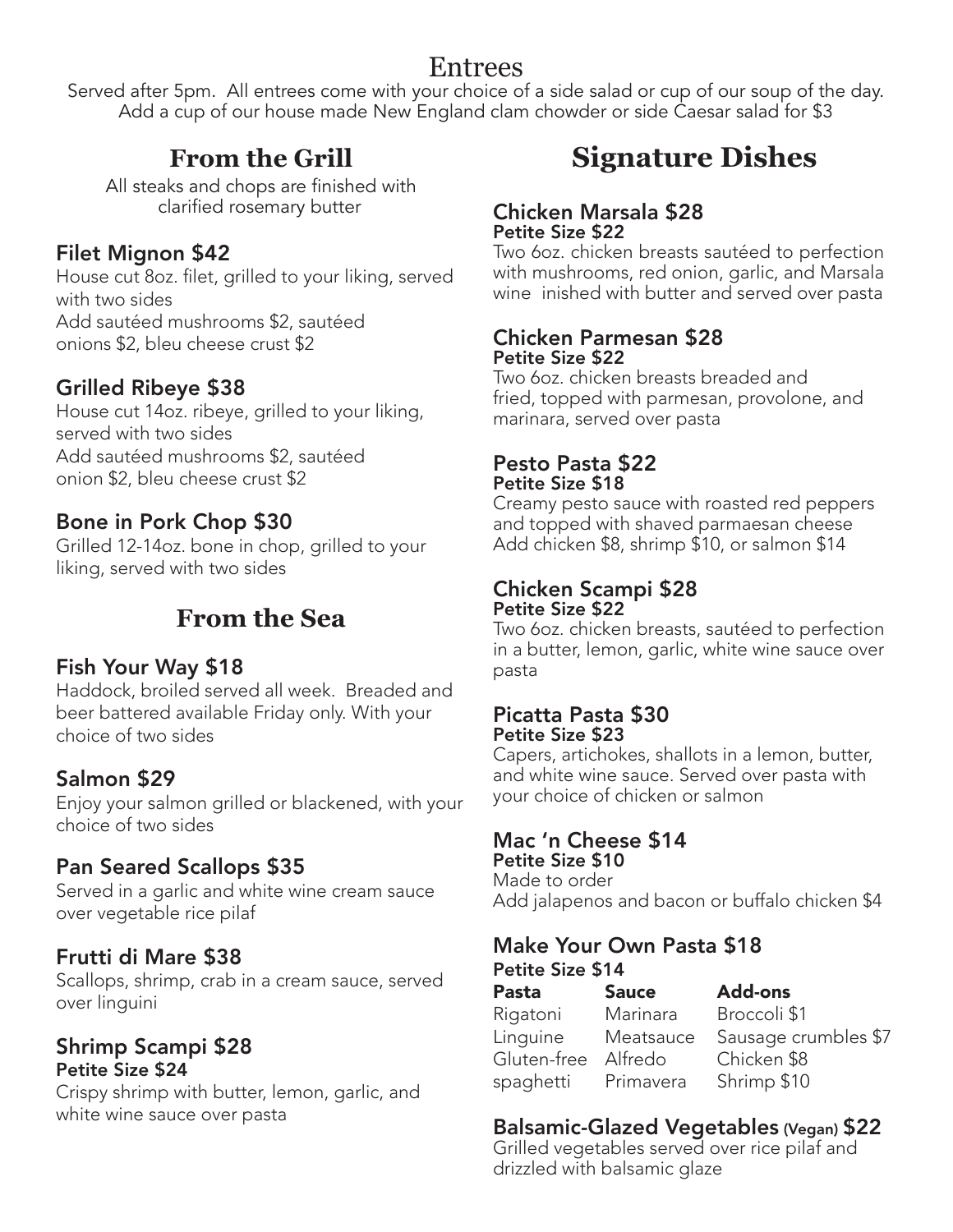# Entrees

Served after 5pm. All entrees come with your choice of a side salad or cup of our soup of the day. Add a cup of our house made New England clam chowder or side Caesar salad for $3

## From the Grill

All steaks and chops are finished with clarified rosemary butter

### Filet Mignon $42

House cut 8oz. filet, grilled to your liking, served with two sides
Add sautéed mushrooms $2, sautéed onions $2, bleu cheese crust $2

### Grilled Ribeye $38

House cut 14oz. ribeye, grilled to your liking, served with two sides
Add sautéed mushrooms $2, sautéed onion $2, bleu cheese crust $2

### Bone in Pork Chop $30

Grilled 12-14oz. bone in chop, grilled to your liking, served with two sides

## From the Sea

### Fish Your Way $18

Haddock, broiled served all week. Breaded and beer battered available Friday only. With your choice of two sides

### Salmon $29

Enjoy your salmon grilled or blackened, with your choice of two sides

### Pan Seared Scallops $35

Served in a garlic and white wine cream sauce over vegetable rice pilaf

### Frutti di Mare $38

Scallops, shrimp, crab in a cream sauce, served over linguini

### Shrimp Scampi $28

**Petite Size $24**

Crispy shrimp with butter, lemon, garlic, and white wine sauce over pasta

## Signature Dishes

### Chicken Marsala $28

**Petite Size $22**

Two 6oz. chicken breasts sautéed to perfection with mushrooms, red onion, garlic, and Marsala wine inished with butter and served over pasta

### Chicken Parmesan $28

**Petite Size $22**

Two 6oz. chicken breasts breaded and fried, topped with parmesan, provolone, and marinara, served over pasta

### Pesto Pasta $22

**Petite Size $18**

Creamy pesto sauce with roasted red peppers and topped with shaved parmaesan cheese
Add chicken $8, shrimp $10, or salmon $14

### Chicken Scampi $28

**Petite Size $22**

Two 6oz. chicken breasts, sautéed to perfection in a butter, lemon, garlic, white wine sauce over pasta

### Picatta Pasta $30

**Petite Size $23**

Capers, artichokes, shallots in a lemon, butter, and white wine sauce. Served over pasta with your choice of chicken or salmon

### Mac 'n Cheese $14

**Petite Size $10**

Made to order
Add jalapenos and bacon or buffalo chicken $4

### Make Your Own Pasta $18

**Petite Size $14**

| Pasta | Sauce | Add-ons |
| --- | --- | --- |
| Rigatoni | Marinara | Broccoli $1 |
| Linguine | Meatsauce | Sausage crumbles $7 |
| Gluten-free spaghetti | Alfredo | Chicken $8 |
| | Primavera | Shrimp $10 |

### Balsamic-Glazed Vegetables (Vegan) $22

Grilled vegetables served over rice pilaf and drizzled with balsamic glaze